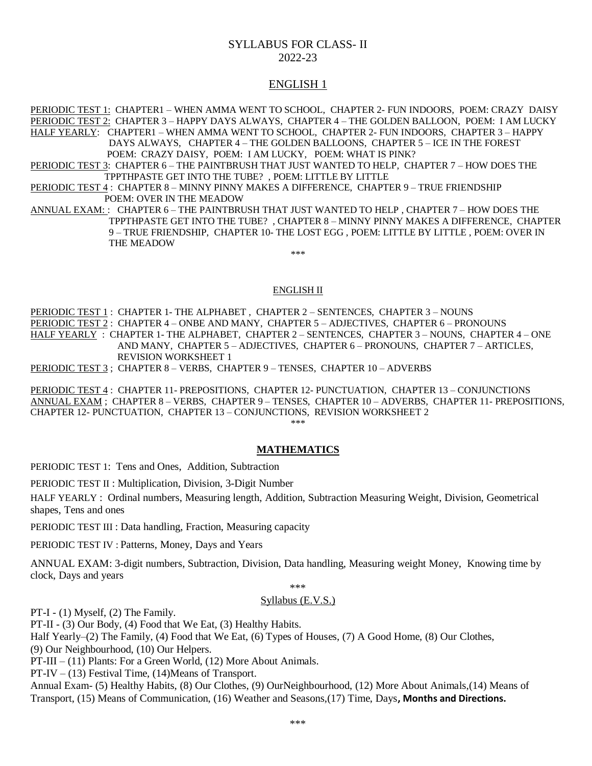# SYLLABUS FOR CLASS- II
# 2022-23

## ENGLISH 1

PERIODIC TEST 1: CHAPTER1 – WHEN AMMA WENT TO SCHOOL, CHAPTER 2- FUN INDOORS, POEM: CRAZY DAISY

PERIODIC TEST 2: CHAPTER 3 – HAPPY DAYS ALWAYS, CHAPTER 4 – THE GOLDEN BALLOON, POEM: I AM LUCKY

HALF YEARLY: CHAPTER1 – WHEN AMMA WENT TO SCHOOL, CHAPTER 2- FUN INDOORS, CHAPTER 3 – HAPPY DAYS ALWAYS, CHAPTER 4 – THE GOLDEN BALLOONS, CHAPTER 5 – ICE IN THE FOREST POEM: CRAZY DAISY, POEM: I AM LUCKY, POEM: WHAT IS PINK?

PERIODIC TEST 3: CHAPTER 6 – THE PAINTBRUSH THAT JUST WANTED TO HELP, CHAPTER 7 – HOW DOES THE TPPTHPASTE GET INTO THE TUBE? , POEM: LITTLE BY LITTLE

PERIODIC TEST 4 : CHAPTER 8 – MINNY PINNY MAKES A DIFFERENCE, CHAPTER 9 – TRUE FRIENDSHIP POEM: OVER IN THE MEADOW

ANNUAL EXAM: : CHAPTER 6 – THE PAINTBRUSH THAT JUST WANTED TO HELP , CHAPTER 7 – HOW DOES THE TPPTHPASTE GET INTO THE TUBE? , CHAPTER 8 – MINNY PINNY MAKES A DIFFERENCE, CHAPTER 9 – TRUE FRIENDSHIP, CHAPTER 10- THE LOST EGG , POEM: LITTLE BY LITTLE , POEM: OVER IN THE MEADOW

***

## ENGLISH II

PERIODIC TEST 1 : CHAPTER 1- THE ALPHABET , CHAPTER 2 – SENTENCES, CHAPTER 3 – NOUNS

PERIODIC TEST 2 : CHAPTER 4 – ONBE AND MANY, CHAPTER 5 – ADJECTIVES, CHAPTER 6 – PRONOUNS

HALF YEARLY : CHAPTER 1- THE ALPHABET, CHAPTER 2 – SENTENCES, CHAPTER 3 – NOUNS, CHAPTER 4 – ONE AND MANY, CHAPTER 5 – ADJECTIVES, CHAPTER 6 – PRONOUNS, CHAPTER 7 – ARTICLES, REVISION WORKSHEET 1

PERIODIC TEST 3 ; CHAPTER 8 – VERBS, CHAPTER 9 – TENSES, CHAPTER 10 – ADVERBS

PERIODIC TEST 4 : CHAPTER 11- PREPOSITIONS, CHAPTER 12- PUNCTUATION, CHAPTER 13 – CONJUNCTIONS

ANNUAL EXAM ; CHAPTER 8 – VERBS, CHAPTER 9 – TENSES, CHAPTER 10 – ADVERBS, CHAPTER 11- PREPOSITIONS, CHAPTER 12- PUNCTUATION, CHAPTER 13 – CONJUNCTIONS, REVISION WORKSHEET 2

***

## **MATHEMATICS**

PERIODIC TEST 1: Tens and Ones, Addition, Subtraction

PERIODIC TEST II : Multiplication, Division, 3-Digit Number

HALF YEARLY : Ordinal numbers, Measuring length, Addition, Subtraction Measuring Weight, Division, Geometrical shapes, Tens and ones

PERIODIC TEST III : Data handling, Fraction, Measuring capacity

PERIODIC TEST IV : Patterns, Money, Days and Years

ANNUAL EXAM: 3-digit numbers, Subtraction, Division, Data handling, Measuring weight Money, Knowing time by clock, Days and years

***

## Syllabus (E.V.S.)

PT-I - (1) Myself, (2) The Family.

PT-II - (3) Our Body, (4) Food that We Eat, (3) Healthy Habits.

Half Yearly–(2) The Family, (4) Food that We Eat, (6) Types of Houses, (7) A Good Home, (8) Our Clothes, (9) Our Neighbourhood, (10) Our Helpers.

PT-III – (11) Plants: For a Green World, (12) More About Animals.

PT-IV – (13) Festival Time, (14)Means of Transport.

Annual Exam- (5) Healthy Habits, (8) Our Clothes, (9) OurNeighbourhood, (12) More About Animals,(14) Means of Transport, (15) Means of Communication, (16) Weather and Seasons,(17) Time, Days**, Months and Directions.**

***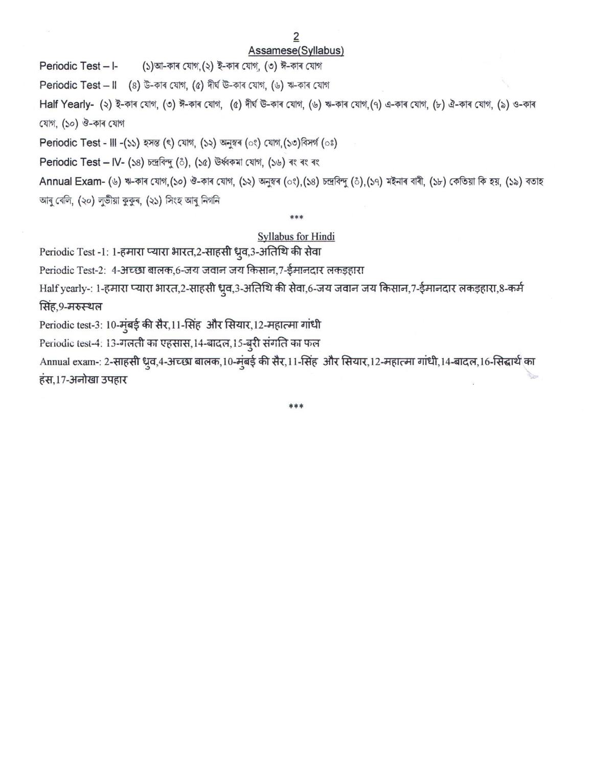## Assamese(Syllabus)

**Periodic Test – I-** (১)আ-কাৰ যোগ,(২) ই-কাৰ যোগ, (৩) ঈ-কাৰ যোগ

**Periodic Test – II** (৪) উ-কাৰ যোগ, (৫) দীৰ্ঘ উ-কাৰ যোগ, (৬) ঋ-কাৰ যোগ

**Half Yearly-** (২) ই-কাৰ যোগ, (৩) ঈ-কাৰ যোগ, (৫) দীৰ্ঘ উ-কাৰ যোগ, (৬) ঋ-কাৰ যোগ,(৭) এ-কাৰ যোগ, (৮) ঐ-কাৰ যোগ, (৯) ও-কাৰ যোগ, (১০) ঔ-কাৰ যোগ

**Periodic Test - III** -(১১) হসন্ত (্) যোগ, (১২) অনুস্বৰ (ং) যোগ,(১৩)বিসৰ্গ (ঃ)

**Periodic Test – IV-** (১৪) চন্দ্ৰবিন্দু (ঁ), (১৫) উৰ্ধকমা যোগ, (১৬) ৰং ৰং ৰং

**Annual Exam-** (৬) ঋ-কাৰ যোগ,(১০) ঔ-কাৰ যোগ, (১২) অনুস্বৰ (ং),(১৪) চন্দ্ৰবিন্দু (ঁ),(১৭) মইনাৰ বাৰী, (১৮) কেতিয়া কি হয়, (১৯) বতাহ আৰু বেলি, (২০) লুভীয়া কুকুৰ, (২১) সিংহ আৰু নিগনি

***

## Syllabus for Hindi

Periodic Test -1: 1-**हमारा प्यारा भारत**,2-**साहसी ध्रुव**,3-**अतिथि की सेवा**

Periodic Test-2: 4-**अच्छा बालक**,6-**जय जवान जय किसान**,7-**ईमानदार लकड़हारा**

Half yearly-: 1-**हमारा प्यारा भारत**,2-**साहसी ध्रुव**,3-**अतिथि की सेवा**,6-**जय जवान जय किसान**,7-**ईमानदार लकड़हारा**,8-**कर्म सिंह**,9-**मरुस्थल**

Periodic test-3: 10-**मुंबई की सैर**,11-**सिंह और सियार**,12-**महात्मा गांधी**

Periodic test-4: 13-**गलती का एहसास**,14-**बादल**,15-**बुरी संगति का फल**

Annual exam-: 2-**साहसी ध्रुव**,4-**अच्छा बालक**,10-**मुंबई की सैर**,11-**सिंह और सियार**,12-**महात्मा गांधी**,14-**बादल**,16-**सिद्धार्थ का हंस**,17-**अनोखा उपहार**

***